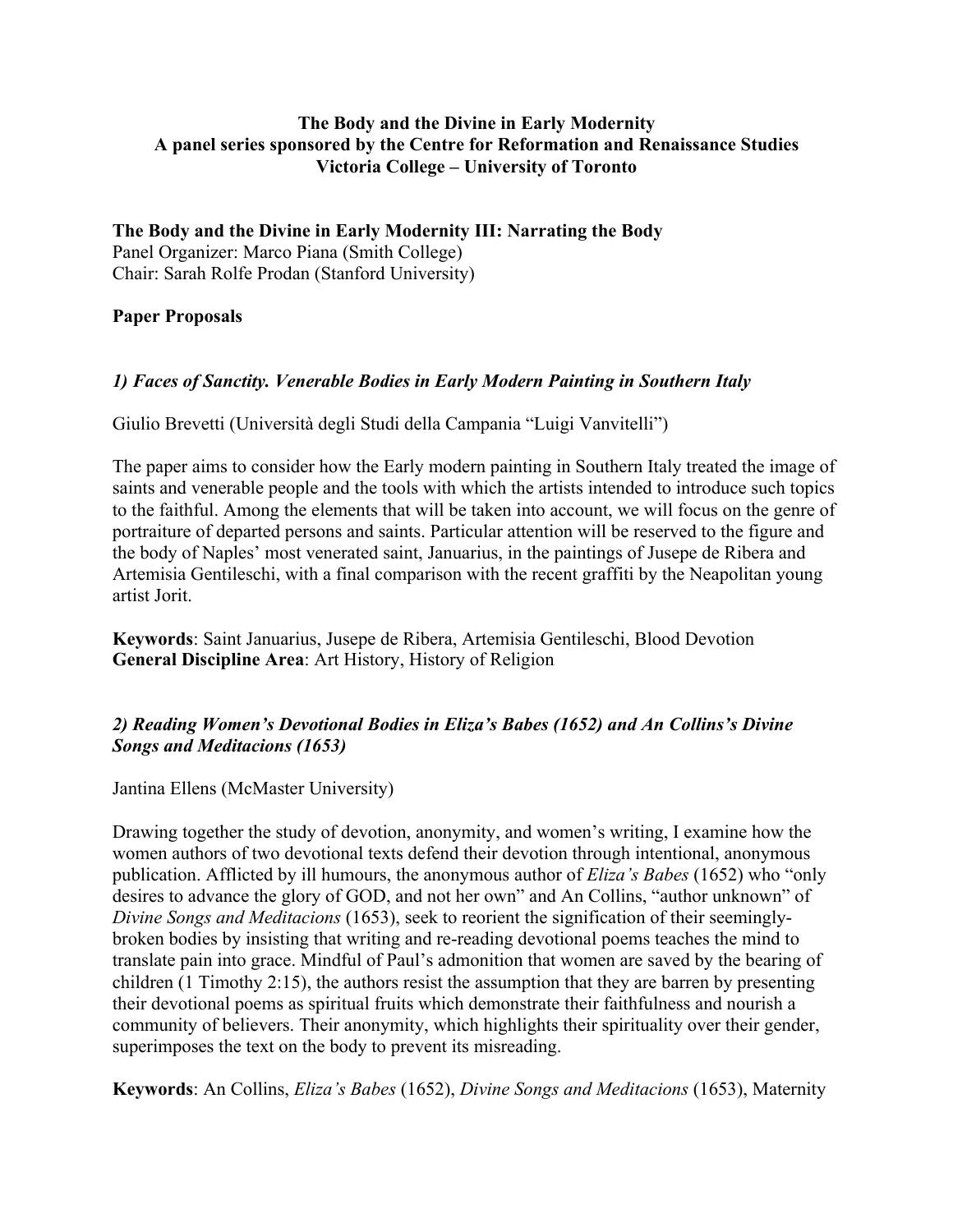**The Body and the Divine in Early Modernity**
**A panel series sponsored by the Centre for Reformation and Renaissance Studies**
**Victoria College – University of Toronto**

## The Body and the Divine in Early Modernity III: Narrating the Body

Panel Organizer: Marco Piana (Smith College)
Chair: Sarah Rolfe Prodan (Stanford University)

### Paper Proposals

#### *1) Faces of Sanctity. Venerable Bodies in Early Modern Painting in Southern Italy*

Giulio Brevetti (Università degli Studi della Campania "Luigi Vanvitelli")

The paper aims to consider how the Early modern painting in Southern Italy treated the image of saints and venerable people and the tools with which the artists intended to introduce such topics to the faithful. Among the elements that will be taken into account, we will focus on the genre of portraiture of departed persons and saints. Particular attention will be reserved to the figure and the body of Naples' most venerated saint, Januarius, in the paintings of Jusepe de Ribera and Artemisia Gentileschi, with a final comparison with the recent graffiti by the Neapolitan young artist Jorit.

**Keywords**: Saint Januarius, Jusepe de Ribera, Artemisia Gentileschi, Blood Devotion
**General Discipline Area**: Art History, History of Religion

#### *2) Reading Women's Devotional Bodies in Eliza's Babes (1652) and An Collins's Divine Songs and Meditacions (1653)*

Jantina Ellens (McMaster University)

Drawing together the study of devotion, anonymity, and women's writing, I examine how the women authors of two devotional texts defend their devotion through intentional, anonymous publication. Afflicted by ill humours, the anonymous author of *Eliza's Babes* (1652) who "only desires to advance the glory of GOD, and not her own" and An Collins, "author unknown" of *Divine Songs and Meditacions* (1653), seek to reorient the signification of their seemingly-broken bodies by insisting that writing and re-reading devotional poems teaches the mind to translate pain into grace. Mindful of Paul's admonition that women are saved by the bearing of children (1 Timothy 2:15), the authors resist the assumption that they are barren by presenting their devotional poems as spiritual fruits which demonstrate their faithfulness and nourish a community of believers. Their anonymity, which highlights their spirituality over their gender, superimposes the text on the body to prevent its misreading.

**Keywords**: An Collins, *Eliza's Babes* (1652), *Divine Songs and Meditacions* (1653), Maternity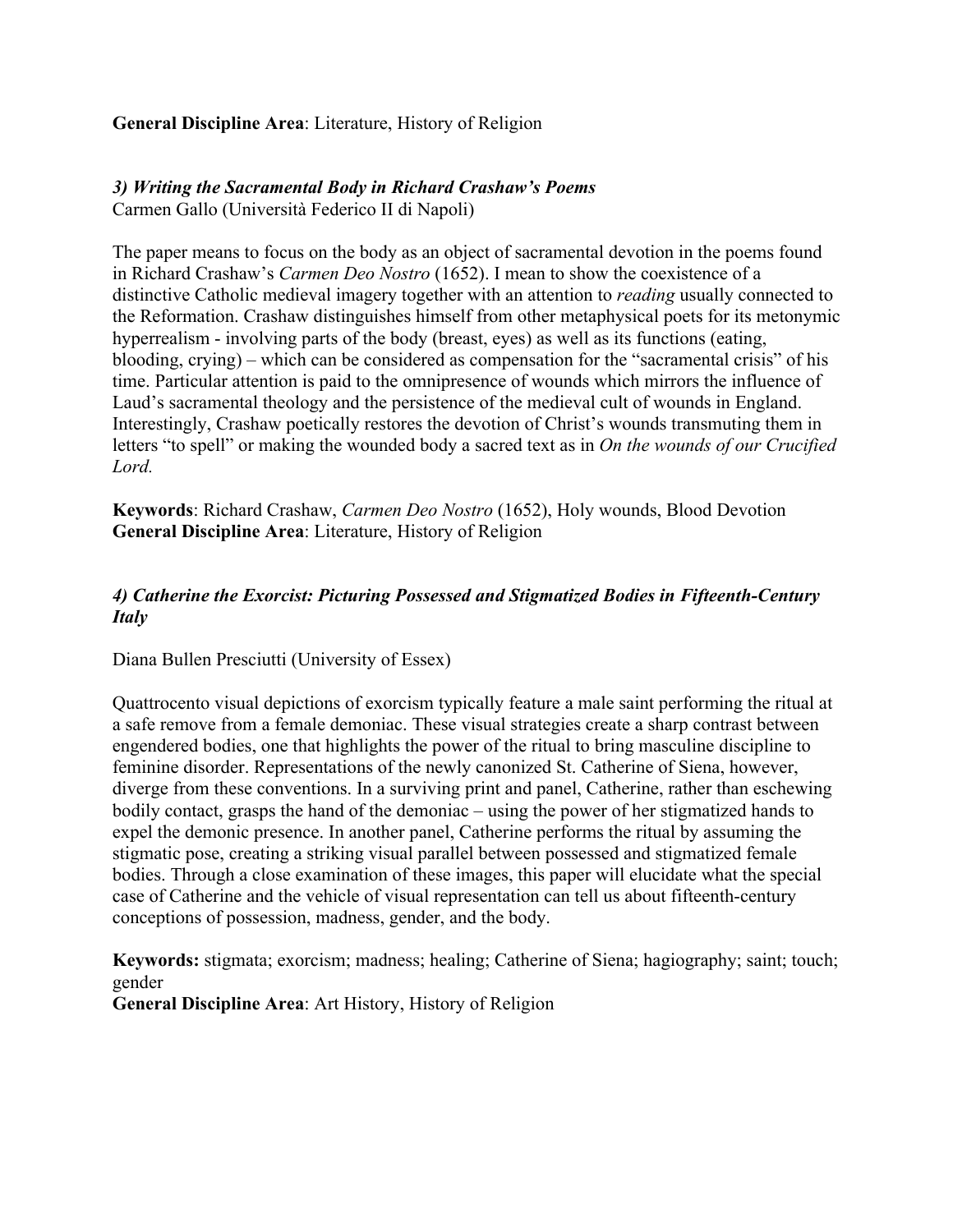**General Discipline Area**: Literature, History of Religion

### *3) Writing the Sacramental Body in Richard Crashaw's Poems*

Carmen Gallo (Università Federico II di Napoli)

The paper means to focus on the body as an object of sacramental devotion in the poems found in Richard Crashaw's *Carmen Deo Nostro* (1652). I mean to show the coexistence of a distinctive Catholic medieval imagery together with an attention to *reading* usually connected to the Reformation. Crashaw distinguishes himself from other metaphysical poets for its metonymic hyperrealism - involving parts of the body (breast, eyes) as well as its functions (eating, blooding, crying) – which can be considered as compensation for the "sacramental crisis" of his time. Particular attention is paid to the omnipresence of wounds which mirrors the influence of Laud's sacramental theology and the persistence of the medieval cult of wounds in England. Interestingly, Crashaw poetically restores the devotion of Christ's wounds transmuting them in letters "to spell" or making the wounded body a sacred text as in *On the wounds of our Crucified Lord.*

**Keywords**: Richard Crashaw, *Carmen Deo Nostro* (1652), Holy wounds, Blood Devotion
**General Discipline Area**: Literature, History of Religion

### *4) Catherine the Exorcist: Picturing Possessed and Stigmatized Bodies in Fifteenth-Century Italy*

Diana Bullen Presciutti (University of Essex)

Quattrocento visual depictions of exorcism typically feature a male saint performing the ritual at a safe remove from a female demoniac. These visual strategies create a sharp contrast between engendered bodies, one that highlights the power of the ritual to bring masculine discipline to feminine disorder. Representations of the newly canonized St. Catherine of Siena, however, diverge from these conventions. In a surviving print and panel, Catherine, rather than eschewing bodily contact, grasps the hand of the demoniac – using the power of her stigmatized hands to expel the demonic presence. In another panel, Catherine performs the ritual by assuming the stigmatic pose, creating a striking visual parallel between possessed and stigmatized female bodies. Through a close examination of these images, this paper will elucidate what the special case of Catherine and the vehicle of visual representation can tell us about fifteenth-century conceptions of possession, madness, gender, and the body.

**Keywords:** stigmata; exorcism; madness; healing; Catherine of Siena; hagiography; saint; touch; gender
**General Discipline Area**: Art History, History of Religion